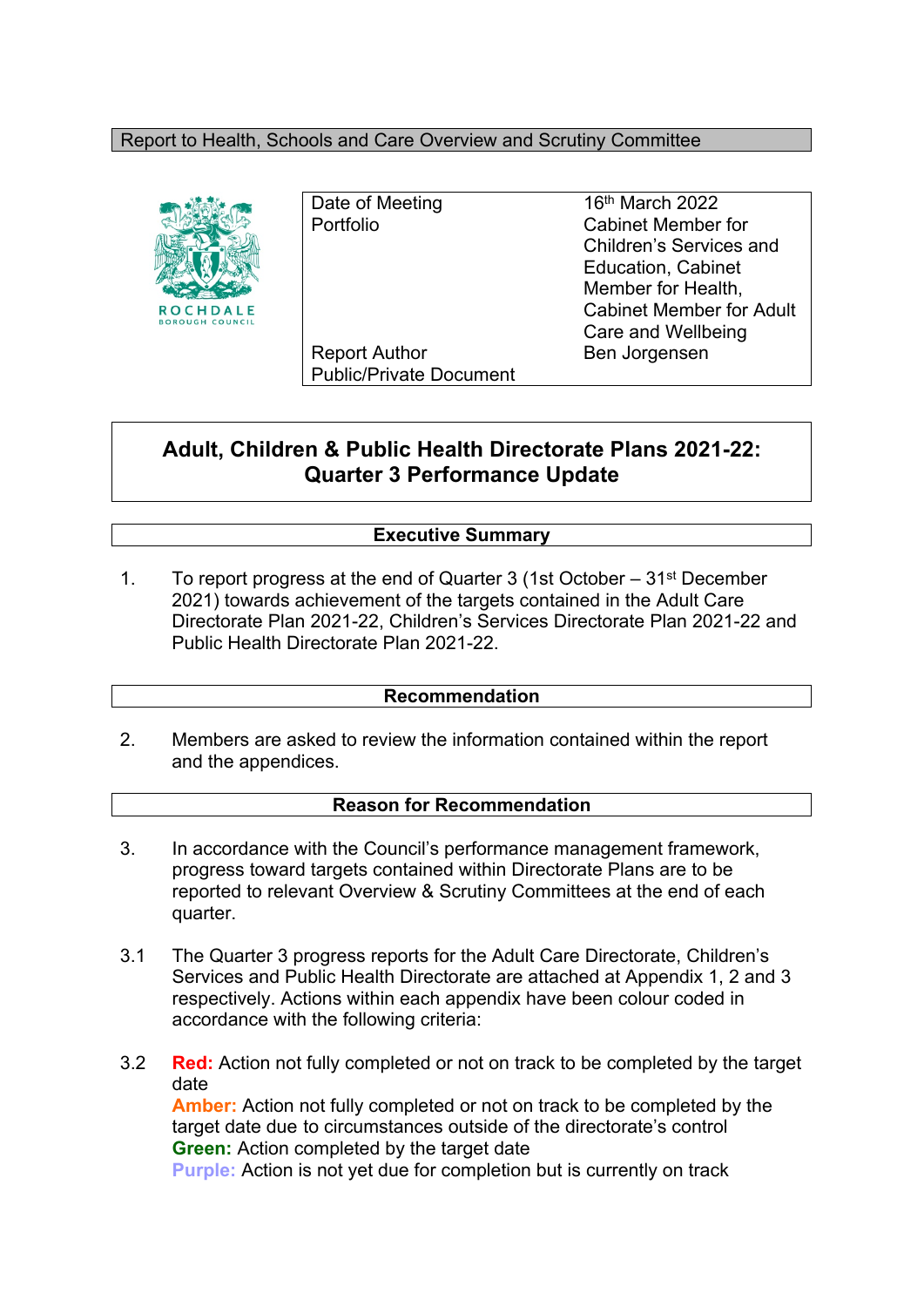Report to Health, Schools and Care Overview and Scrutiny Committee

ROCHDALE BOROUGH COUNCIL

| | |
|---|---|
| Date of Meeting | 16th March 2022 |
| Portfolio | Cabinet Member for Children's Services and Education, Cabinet Member for Health, Cabinet Member for Adult Care and Wellbeing |
| Report Author | Ben Jorgensen |
| Public/Private Document | |

# Adult, Children & Public Health Directorate Plans 2021-22: Quarter 3 Performance Update

## Executive Summary

1. To report progress at the end of Quarter 3 (1st October – 31st December 2021) towards achievement of the targets contained in the Adult Care Directorate Plan 2021-22, Children's Services Directorate Plan 2021-22 and Public Health Directorate Plan 2021-22.

## Recommendation

2. Members are asked to review the information contained within the report and the appendices.

## Reason for Recommendation

3. In accordance with the Council's performance management framework, progress toward targets contained within Directorate Plans are to be reported to relevant Overview & Scrutiny Committees at the end of each quarter.

3.1 The Quarter 3 progress reports for the Adult Care Directorate, Children's Services and Public Health Directorate are attached at Appendix 1, 2 and 3 respectively. Actions within each appendix have been colour coded in accordance with the following criteria:

3.2 **Red:** Action not fully completed or not on track to be completed by the target date
**Amber:** Action not fully completed or not on track to be completed by the target date due to circumstances outside of the directorate's control
**Green:** Action completed by the target date
**Purple:** Action is not yet due for completion but is currently on track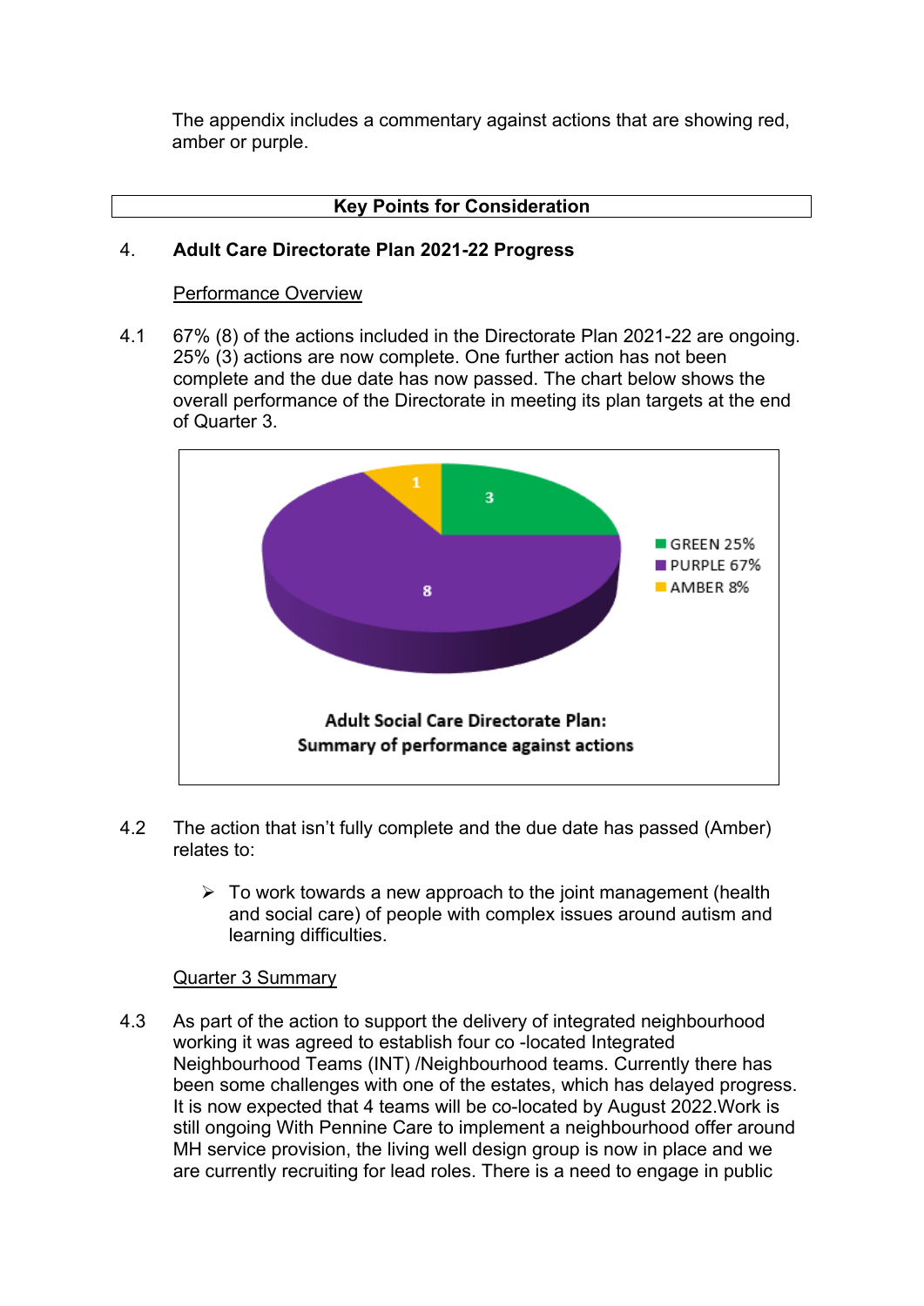The appendix includes a commentary against actions that are showing red, amber or purple.

**Key Points for Consideration**

## 4. Adult Care Directorate Plan 2021-22 Progress

Performance Overview

4.1 67% (8) of the actions included in the Directorate Plan 2021-22 are ongoing. 25% (3) actions are now complete. One further action has not been complete and the due date has now passed. The chart below shows the overall performance of the Directorate in meeting its plan targets at the end of Quarter 3.

| Status | Number of actions | Percentage |
|---|---|---|
| GREEN | 3 | 25% |
| PURPLE | 8 | 67% |
| AMBER | 1 | 8% |

**Adult Social Care Directorate Plan: Summary of performance against actions**

4.2 The action that isn't fully complete and the due date has passed (Amber) relates to:

- To work towards a new approach to the joint management (health and social care) of people with complex issues around autism and learning difficulties.

Quarter 3 Summary

4.3 As part of the action to support the delivery of integrated neighbourhood working it was agreed to establish four co -located Integrated Neighbourhood Teams (INT) /Neighbourhood teams. Currently there has been some challenges with one of the estates, which has delayed progress. It is now expected that 4 teams will be co-located by August 2022.Work is still ongoing With Pennine Care to implement a neighbourhood offer around MH service provision, the living well design group is now in place and we are currently recruiting for lead roles. There is a need to engage in public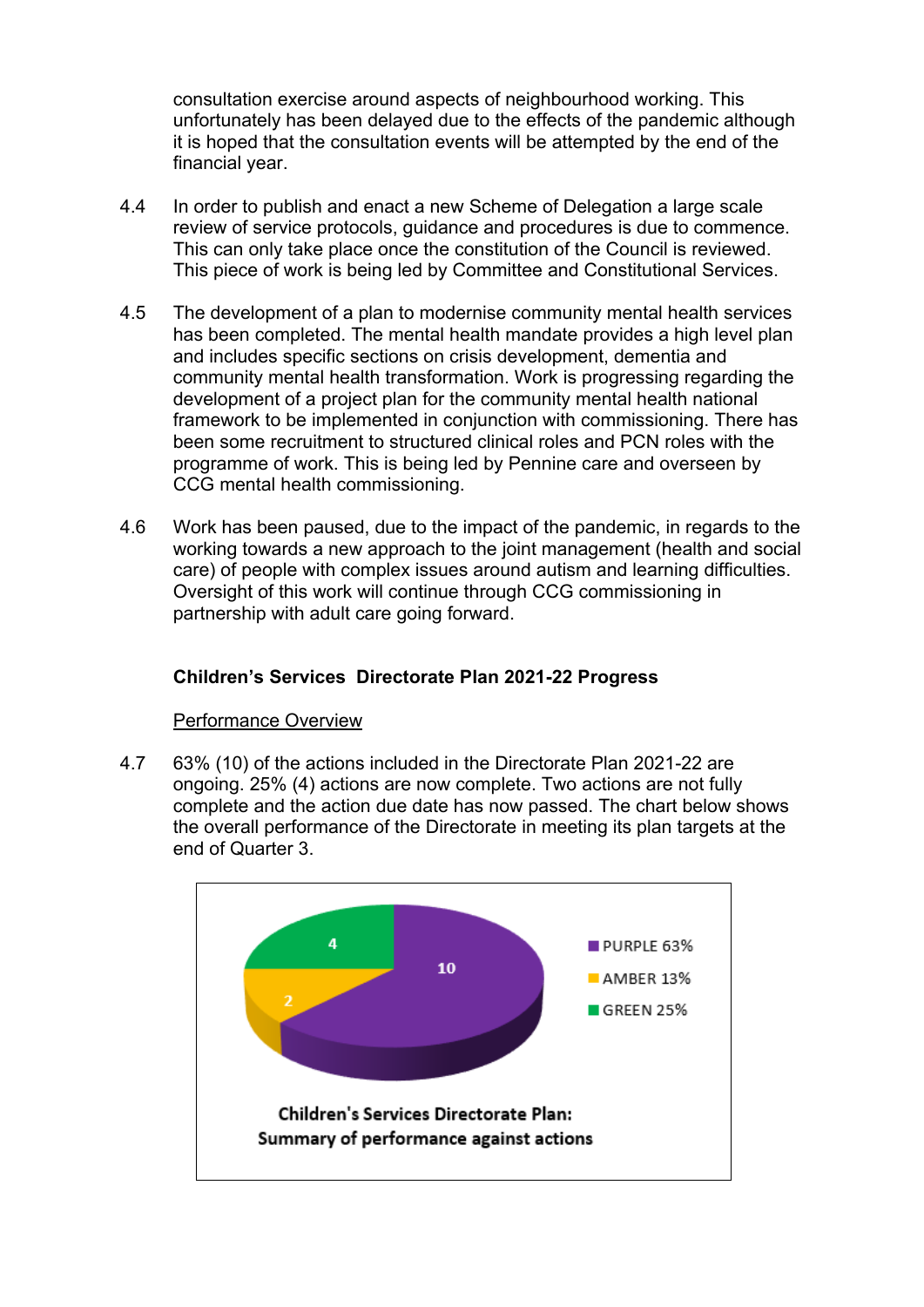consultation exercise around aspects of neighbourhood working. This unfortunately has been delayed due to the effects of the pandemic although it is hoped that the consultation events will be attempted by the end of the financial year.

4.4 In order to publish and enact a new Scheme of Delegation a large scale review of service protocols, guidance and procedures is due to commence. This can only take place once the constitution of the Council is reviewed. This piece of work is being led by Committee and Constitutional Services.

4.5 The development of a plan to modernise community mental health services has been completed. The mental health mandate provides a high level plan and includes specific sections on crisis development, dementia and community mental health transformation. Work is progressing regarding the development of a project plan for the community mental health national framework to be implemented in conjunction with commissioning. There has been some recruitment to structured clinical roles and PCN roles with the programme of work. This is being led by Pennine care and overseen by CCG mental health commissioning.

4.6 Work has been paused, due to the impact of the pandemic, in regards to the working towards a new approach to the joint management (health and social care) of people with complex issues around autism and learning difficulties. Oversight of this work will continue through CCG commissioning in partnership with adult care going forward.

**Children's Services Directorate Plan 2021-22 Progress**

Performance Overview

4.7 63% (10) of the actions included in the Directorate Plan 2021-22 are ongoing. 25% (4) actions are now complete. Two actions are not fully complete and the action due date has now passed. The chart below shows the overall performance of the Directorate in meeting its plan targets at the end of Quarter 3.

| Status | Number of actions | Percentage |
| --- | --- | --- |
| PURPLE | 10 | 63% |
| AMBER | 2 | 13% |
| GREEN | 4 | 25% |

**Children's Services Directorate Plan: Summary of performance against actions**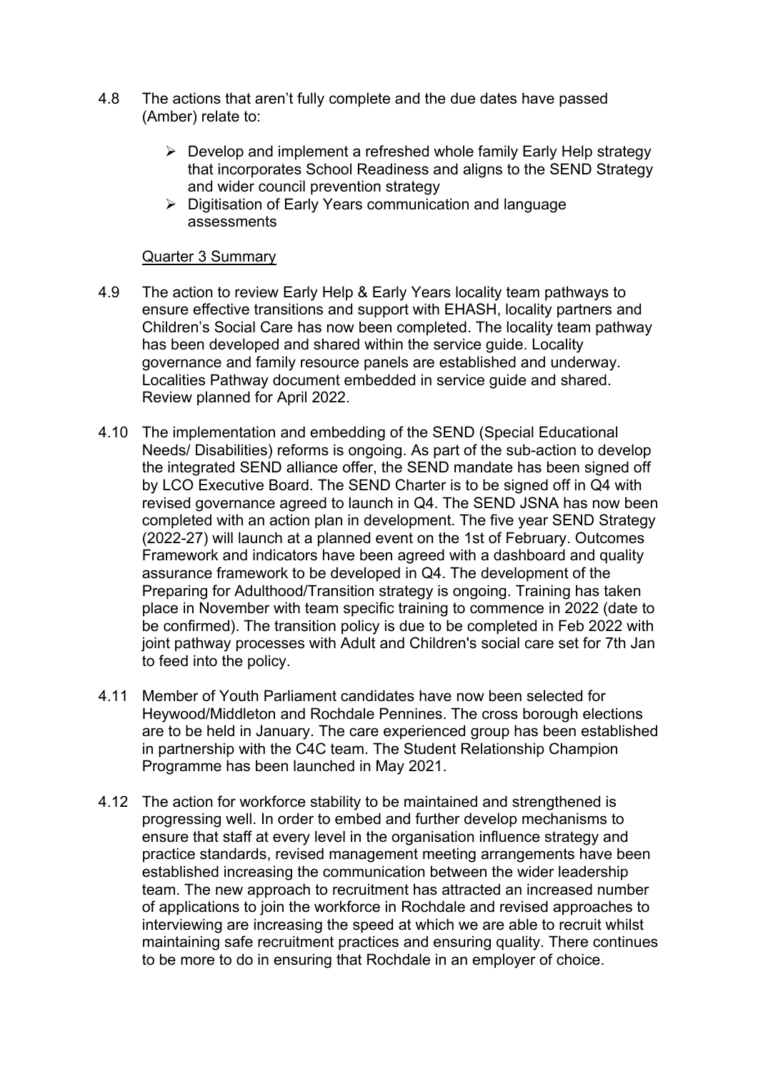4.8 The actions that aren't fully complete and the due dates have passed (Amber) relate to:

- Develop and implement a refreshed whole family Early Help strategy that incorporates School Readiness and aligns to the SEND Strategy and wider council prevention strategy
- Digitisation of Early Years communication and language assessments

Quarter 3 Summary

4.9 The action to review Early Help & Early Years locality team pathways to ensure effective transitions and support with EHASH, locality partners and Children's Social Care has now been completed. The locality team pathway has been developed and shared within the service guide. Locality governance and family resource panels are established and underway. Localities Pathway document embedded in service guide and shared. Review planned for April 2022.

4.10 The implementation and embedding of the SEND (Special Educational Needs/ Disabilities) reforms is ongoing. As part of the sub-action to develop the integrated SEND alliance offer, the SEND mandate has been signed off by LCO Executive Board. The SEND Charter is to be signed off in Q4 with revised governance agreed to launch in Q4. The SEND JSNA has now been completed with an action plan in development. The five year SEND Strategy (2022-27) will launch at a planned event on the 1st of February. Outcomes Framework and indicators have been agreed with a dashboard and quality assurance framework to be developed in Q4. The development of the Preparing for Adulthood/Transition strategy is ongoing. Training has taken place in November with team specific training to commence in 2022 (date to be confirmed). The transition policy is due to be completed in Feb 2022 with joint pathway processes with Adult and Children's social care set for 7th Jan to feed into the policy.

4.11 Member of Youth Parliament candidates have now been selected for Heywood/Middleton and Rochdale Pennines. The cross borough elections are to be held in January. The care experienced group has been established in partnership with the C4C team. The Student Relationship Champion Programme has been launched in May 2021.

4.12 The action for workforce stability to be maintained and strengthened is progressing well. In order to embed and further develop mechanisms to ensure that staff at every level in the organisation influence strategy and practice standards, revised management meeting arrangements have been established increasing the communication between the wider leadership team. The new approach to recruitment has attracted an increased number of applications to join the workforce in Rochdale and revised approaches to interviewing are increasing the speed at which we are able to recruit whilst maintaining safe recruitment practices and ensuring quality. There continues to be more to do in ensuring that Rochdale in an employer of choice.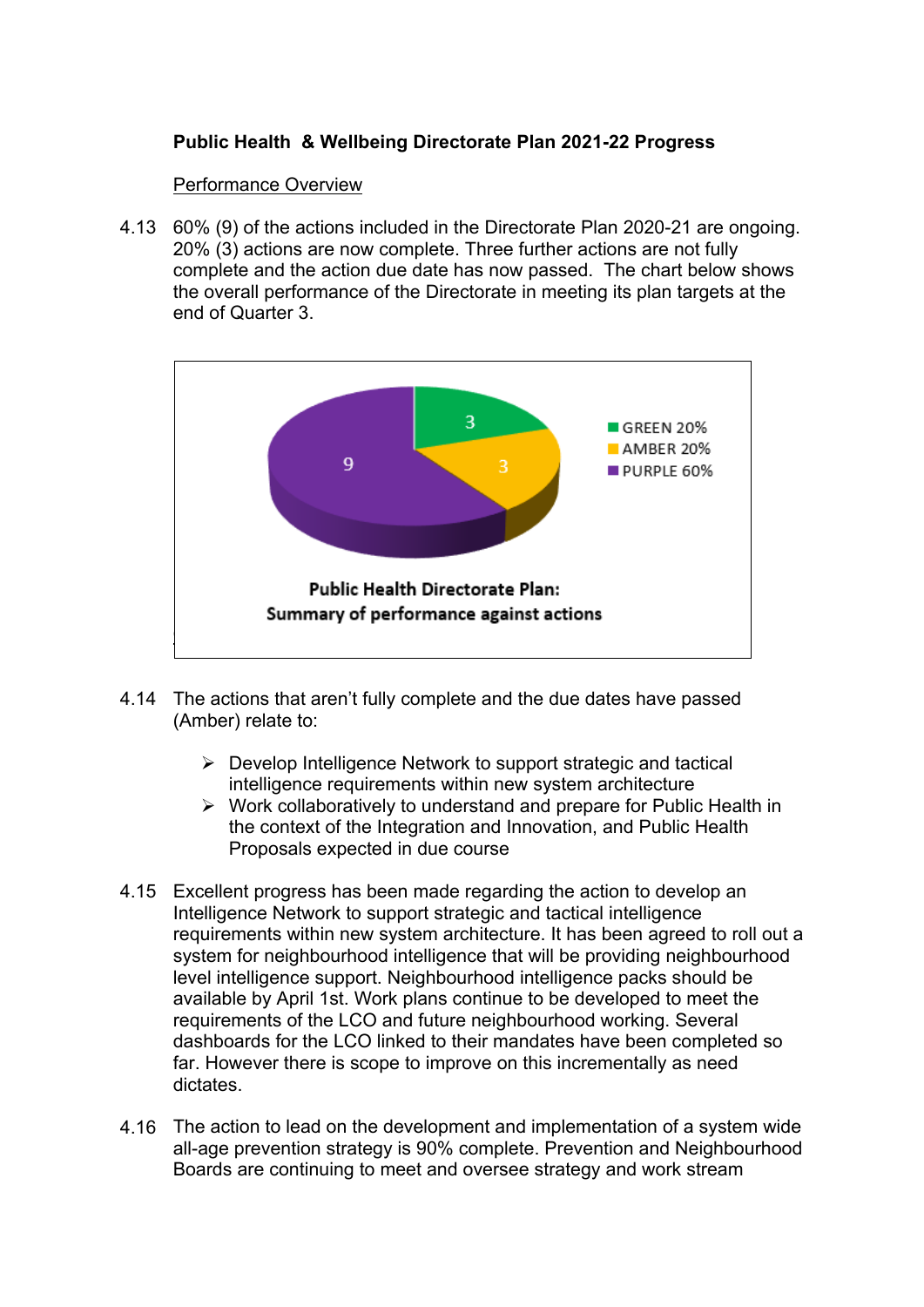**Public Health & Wellbeing Directorate Plan 2021-22 Progress**

Performance Overview

4.13 60% (9) of the actions included in the Directorate Plan 2020-21 are ongoing. 20% (3) actions are now complete. Three further actions are not fully complete and the action due date has now passed. The chart below shows the overall performance of the Directorate in meeting its plan targets at the end of Quarter 3.

| Status | Number of actions | Percentage |
| --- | --- | --- |
| GREEN | 3 | 20% |
| AMBER | 3 | 20% |
| PURPLE | 9 | 60% |

**Public Health Directorate Plan: Summary of performance against actions**

4.14 The actions that aren't fully complete and the due dates have passed (Amber) relate to:

- Develop Intelligence Network to support strategic and tactical intelligence requirements within new system architecture
- Work collaboratively to understand and prepare for Public Health in the context of the Integration and Innovation, and Public Health Proposals expected in due course

4.15 Excellent progress has been made regarding the action to develop an Intelligence Network to support strategic and tactical intelligence requirements within new system architecture. It has been agreed to roll out a system for neighbourhood intelligence that will be providing neighbourhood level intelligence support. Neighbourhood intelligence packs should be available by April 1st. Work plans continue to be developed to meet the requirements of the LCO and future neighbourhood working. Several dashboards for the LCO linked to their mandates have been completed so far. However there is scope to improve on this incrementally as need dictates.

4.16 The action to lead on the development and implementation of a system wide all-age prevention strategy is 90% complete. Prevention and Neighbourhood Boards are continuing to meet and oversee strategy and work stream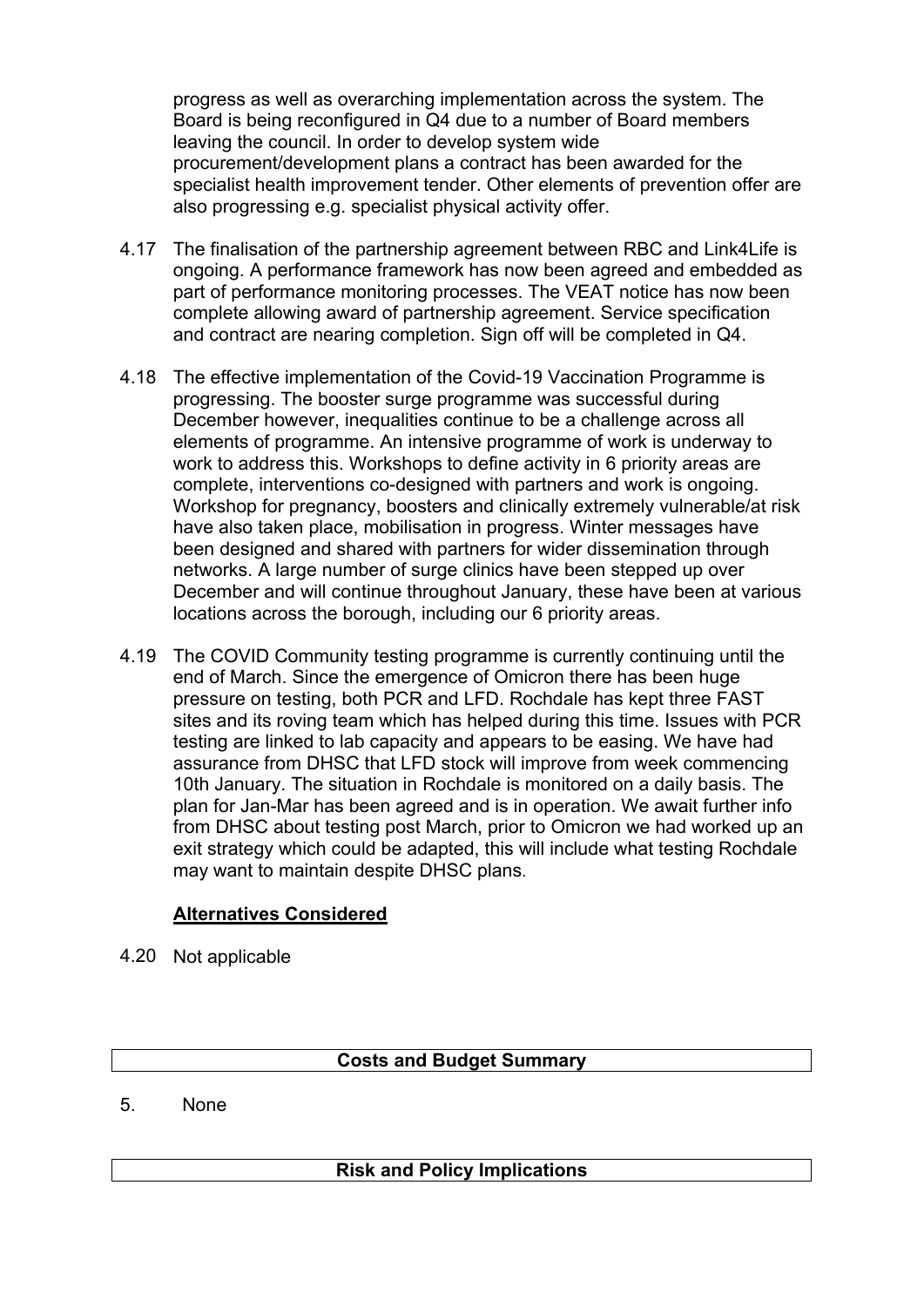progress as well as overarching implementation across the system. The Board is being reconfigured in Q4 due to a number of Board members leaving the council. In order to develop system wide procurement/development plans a contract has been awarded for the specialist health improvement tender. Other elements of prevention offer are also progressing e.g. specialist physical activity offer.

4.17 The finalisation of the partnership agreement between RBC and Link4Life is ongoing. A performance framework has now been agreed and embedded as part of performance monitoring processes. The VEAT notice has now been complete allowing award of partnership agreement. Service specification and contract are nearing completion. Sign off will be completed in Q4.

4.18 The effective implementation of the Covid-19 Vaccination Programme is progressing. The booster surge programme was successful during December however, inequalities continue to be a challenge across all elements of programme. An intensive programme of work is underway to work to address this. Workshops to define activity in 6 priority areas are complete, interventions co-designed with partners and work is ongoing. Workshop for pregnancy, boosters and clinically extremely vulnerable/at risk have also taken place, mobilisation in progress. Winter messages have been designed and shared with partners for wider dissemination through networks. A large number of surge clinics have been stepped up over December and will continue throughout January, these have been at various locations across the borough, including our 6 priority areas.

4.19 The COVID Community testing programme is currently continuing until the end of March. Since the emergence of Omicron there has been huge pressure on testing, both PCR and LFD. Rochdale has kept three FAST sites and its roving team which has helped during this time. Issues with PCR testing are linked to lab capacity and appears to be easing. We have had assurance from DHSC that LFD stock will improve from week commencing 10th January. The situation in Rochdale is monitored on a daily basis. The plan for Jan-Mar has been agreed and is in operation. We await further info from DHSC about testing post March, prior to Omicron we had worked up an exit strategy which could be adapted, this will include what testing Rochdale may want to maintain despite DHSC plans.

**Alternatives Considered**

4.20 Not applicable

## Costs and Budget Summary

5. None

## Risk and Policy Implications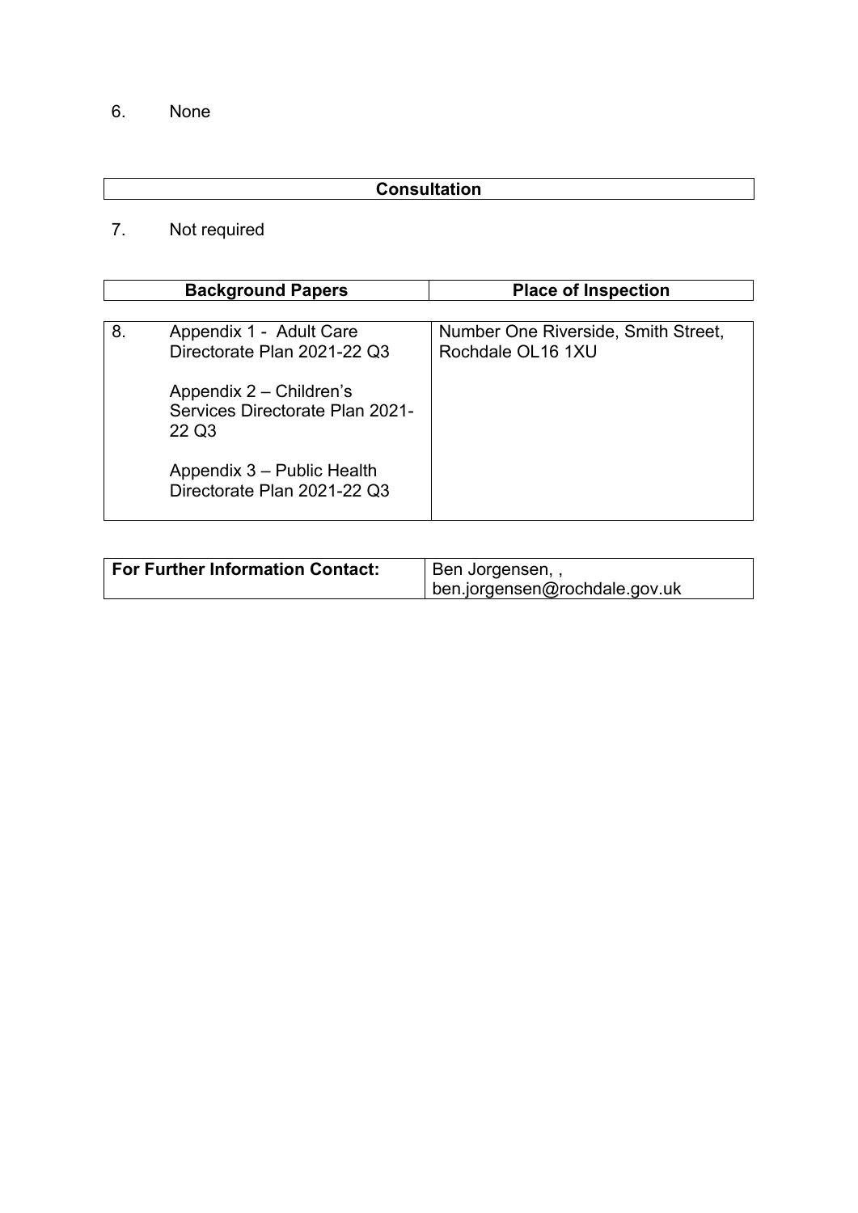6. None

| Consultation |
|---|

7. Not required

| Background Papers | | Place of Inspection |
|---|---|---|
| 8. | Appendix 1 - Adult Care Directorate Plan 2021-22 Q3<br><br>Appendix 2 – Children's Services Directorate Plan 2021-22 Q3<br><br>Appendix 3 – Public Health Directorate Plan 2021-22 Q3 | Number One Riverside, Smith Street, Rochdale OL16 1XU |

| | |
|---|---|
| **For Further Information Contact:** | Ben Jorgensen, ,<br>ben.jorgensen@rochdale.gov.uk |